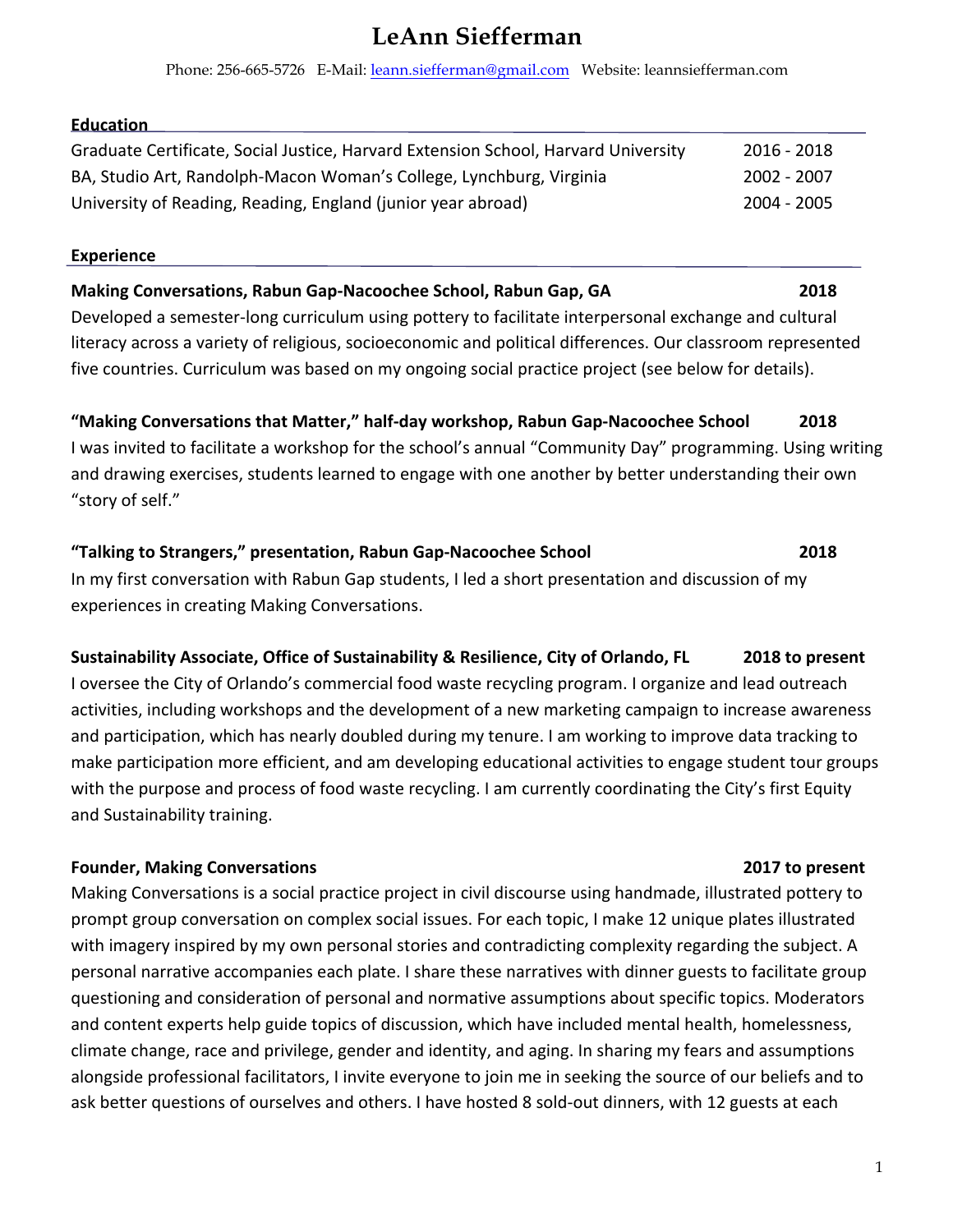# LeAnn Siefferman

Phone: 256-665-5726 E-Mail: leann.siefferman@gmail.com Website: leannsiefferman.com

## Education

| | |
|---|---|
| Graduate Certificate, Social Justice, Harvard Extension School, Harvard University | 2016 - 2018 |
| BA, Studio Art, Randolph-Macon Woman's College, Lynchburg, Virginia | 2002 - 2007 |
| University of Reading, Reading, England (junior year abroad) | 2004 - 2005 |

## Experience

**Making Conversations, Rabun Gap-Nacoochee School, Rabun Gap, GA — 2018**

Developed a semester-long curriculum using pottery to facilitate interpersonal exchange and cultural literacy across a variety of religious, socioeconomic and political differences. Our classroom represented five countries. Curriculum was based on my ongoing social practice project (see below for details).

**"Making Conversations that Matter," half-day workshop, Rabun Gap-Nacoochee School — 2018**

I was invited to facilitate a workshop for the school's annual "Community Day" programming. Using writing and drawing exercises, students learned to engage with one another by better understanding their own "story of self."

**"Talking to Strangers," presentation, Rabun Gap-Nacoochee School — 2018**

In my first conversation with Rabun Gap students, I led a short presentation and discussion of my experiences in creating Making Conversations.

**Sustainability Associate, Office of Sustainability & Resilience, City of Orlando, FL — 2018 to present**

I oversee the City of Orlando's commercial food waste recycling program. I organize and lead outreach activities, including workshops and the development of a new marketing campaign to increase awareness and participation, which has nearly doubled during my tenure. I am working to improve data tracking to make participation more efficient, and am developing educational activities to engage student tour groups with the purpose and process of food waste recycling. I am currently coordinating the City's first Equity and Sustainability training.

**Founder, Making Conversations — 2017 to present**

Making Conversations is a social practice project in civil discourse using handmade, illustrated pottery to prompt group conversation on complex social issues. For each topic, I make 12 unique plates illustrated with imagery inspired by my own personal stories and contradicting complexity regarding the subject. A personal narrative accompanies each plate. I share these narratives with dinner guests to facilitate group questioning and consideration of personal and normative assumptions about specific topics. Moderators and content experts help guide topics of discussion, which have included mental health, homelessness, climate change, race and privilege, gender and identity, and aging. In sharing my fears and assumptions alongside professional facilitators, I invite everyone to join me in seeking the source of our beliefs and to ask better questions of ourselves and others. I have hosted 8 sold-out dinners, with 12 guests at each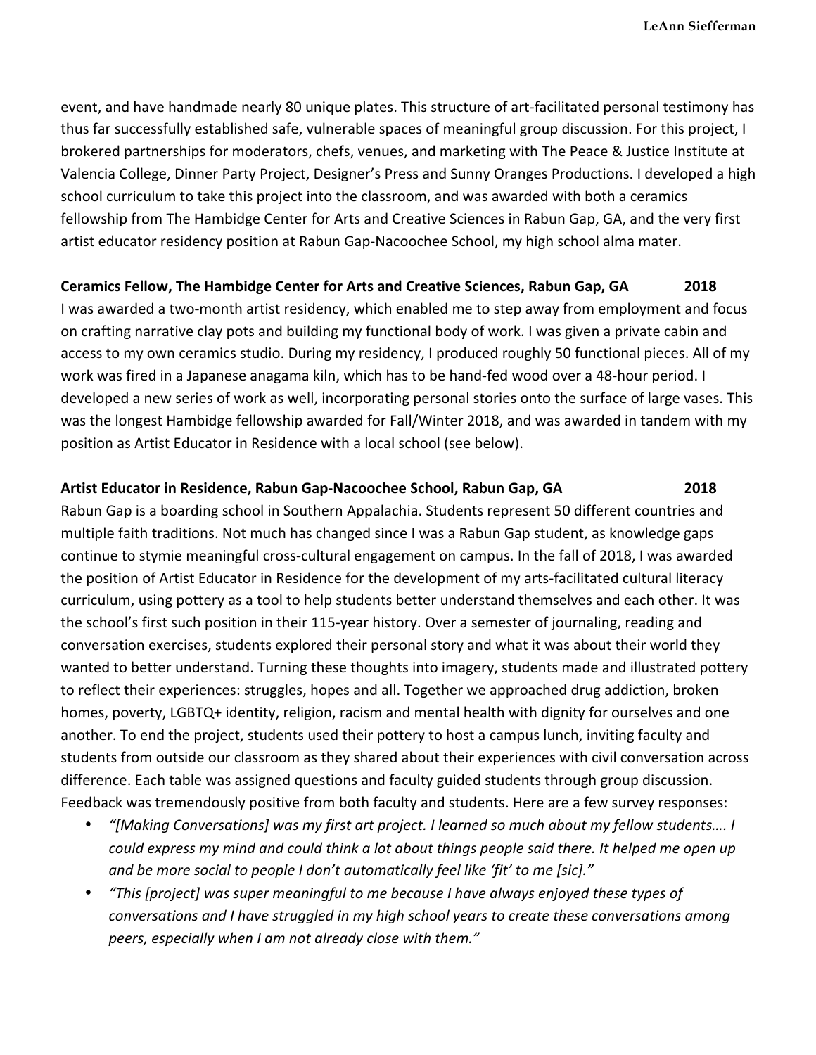event, and have handmade nearly 80 unique plates. This structure of art-facilitated personal testimony has thus far successfully established safe, vulnerable spaces of meaningful group discussion. For this project, I brokered partnerships for moderators, chefs, venues, and marketing with The Peace & Justice Institute at Valencia College, Dinner Party Project, Designer's Press and Sunny Oranges Productions. I developed a high school curriculum to take this project into the classroom, and was awarded with both a ceramics fellowship from The Hambidge Center for Arts and Creative Sciences in Rabun Gap, GA, and the very first artist educator residency position at Rabun Gap-Nacoochee School, my high school alma mater.

**Ceramics Fellow, The Hambidge Center for Arts and Creative Sciences, Rabun Gap, GA 2018**

I was awarded a two-month artist residency, which enabled me to step away from employment and focus on crafting narrative clay pots and building my functional body of work. I was given a private cabin and access to my own ceramics studio. During my residency, I produced roughly 50 functional pieces. All of my work was fired in a Japanese anagama kiln, which has to be hand-fed wood over a 48-hour period. I developed a new series of work as well, incorporating personal stories onto the surface of large vases. This was the longest Hambidge fellowship awarded for Fall/Winter 2018, and was awarded in tandem with my position as Artist Educator in Residence with a local school (see below).

**Artist Educator in Residence, Rabun Gap-Nacoochee School, Rabun Gap, GA 2018**

Rabun Gap is a boarding school in Southern Appalachia. Students represent 50 different countries and multiple faith traditions. Not much has changed since I was a Rabun Gap student, as knowledge gaps continue to stymie meaningful cross-cultural engagement on campus. In the fall of 2018, I was awarded the position of Artist Educator in Residence for the development of my arts-facilitated cultural literacy curriculum, using pottery as a tool to help students better understand themselves and each other. It was the school's first such position in their 115-year history. Over a semester of journaling, reading and conversation exercises, students explored their personal story and what it was about their world they wanted to better understand. Turning these thoughts into imagery, students made and illustrated pottery to reflect their experiences: struggles, hopes and all. Together we approached drug addiction, broken homes, poverty, LGBTQ+ identity, religion, racism and mental health with dignity for ourselves and one another. To end the project, students used their pottery to host a campus lunch, inviting faculty and students from outside our classroom as they shared about their experiences with civil conversation across difference. Each table was assigned questions and faculty guided students through group discussion. Feedback was tremendously positive from both faculty and students. Here are a few survey responses:

- *"[Making Conversations] was my first art project. I learned so much about my fellow students…. I could express my mind and could think a lot about things people said there. It helped me open up and be more social to people I don't automatically feel like 'fit' to me [sic]."*
- *"This [project] was super meaningful to me because I have always enjoyed these types of conversations and I have struggled in my high school years to create these conversations among peers, especially when I am not already close with them."*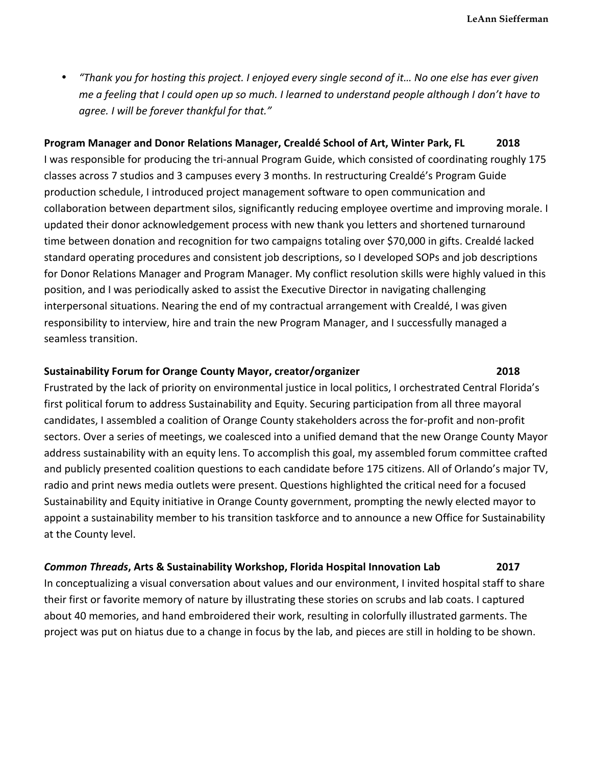- *"Thank you for hosting this project. I enjoyed every single second of it… No one else has ever given me a feeling that I could open up so much. I learned to understand people although I don't have to agree. I will be forever thankful for that."*

**Program Manager and Donor Relations Manager, Crealdé School of Art, Winter Park, FL 2018**

I was responsible for producing the tri-annual Program Guide, which consisted of coordinating roughly 175 classes across 7 studios and 3 campuses every 3 months. In restructuring Crealdé's Program Guide production schedule, I introduced project management software to open communication and collaboration between department silos, significantly reducing employee overtime and improving morale. I updated their donor acknowledgement process with new thank you letters and shortened turnaround time between donation and recognition for two campaigns totaling over $70,000 in gifts. Crealdé lacked standard operating procedures and consistent job descriptions, so I developed SOPs and job descriptions for Donor Relations Manager and Program Manager. My conflict resolution skills were highly valued in this position, and I was periodically asked to assist the Executive Director in navigating challenging interpersonal situations. Nearing the end of my contractual arrangement with Crealdé, I was given responsibility to interview, hire and train the new Program Manager, and I successfully managed a seamless transition.

**Sustainability Forum for Orange County Mayor, creator/organizer 2018**

Frustrated by the lack of priority on environmental justice in local politics, I orchestrated Central Florida's first political forum to address Sustainability and Equity. Securing participation from all three mayoral candidates, I assembled a coalition of Orange County stakeholders across the for-profit and non-profit sectors. Over a series of meetings, we coalesced into a unified demand that the new Orange County Mayor address sustainability with an equity lens. To accomplish this goal, my assembled forum committee crafted and publicly presented coalition questions to each candidate before 175 citizens. All of Orlando's major TV, radio and print news media outlets were present. Questions highlighted the critical need for a focused Sustainability and Equity initiative in Orange County government, prompting the newly elected mayor to appoint a sustainability member to his transition taskforce and to announce a new Office for Sustainability at the County level.

***Common Threads*, Arts & Sustainability Workshop, Florida Hospital Innovation Lab 2017**

In conceptualizing a visual conversation about values and our environment, I invited hospital staff to share their first or favorite memory of nature by illustrating these stories on scrubs and lab coats. I captured about 40 memories, and hand embroidered their work, resulting in colorfully illustrated garments. The project was put on hiatus due to a change in focus by the lab, and pieces are still in holding to be shown.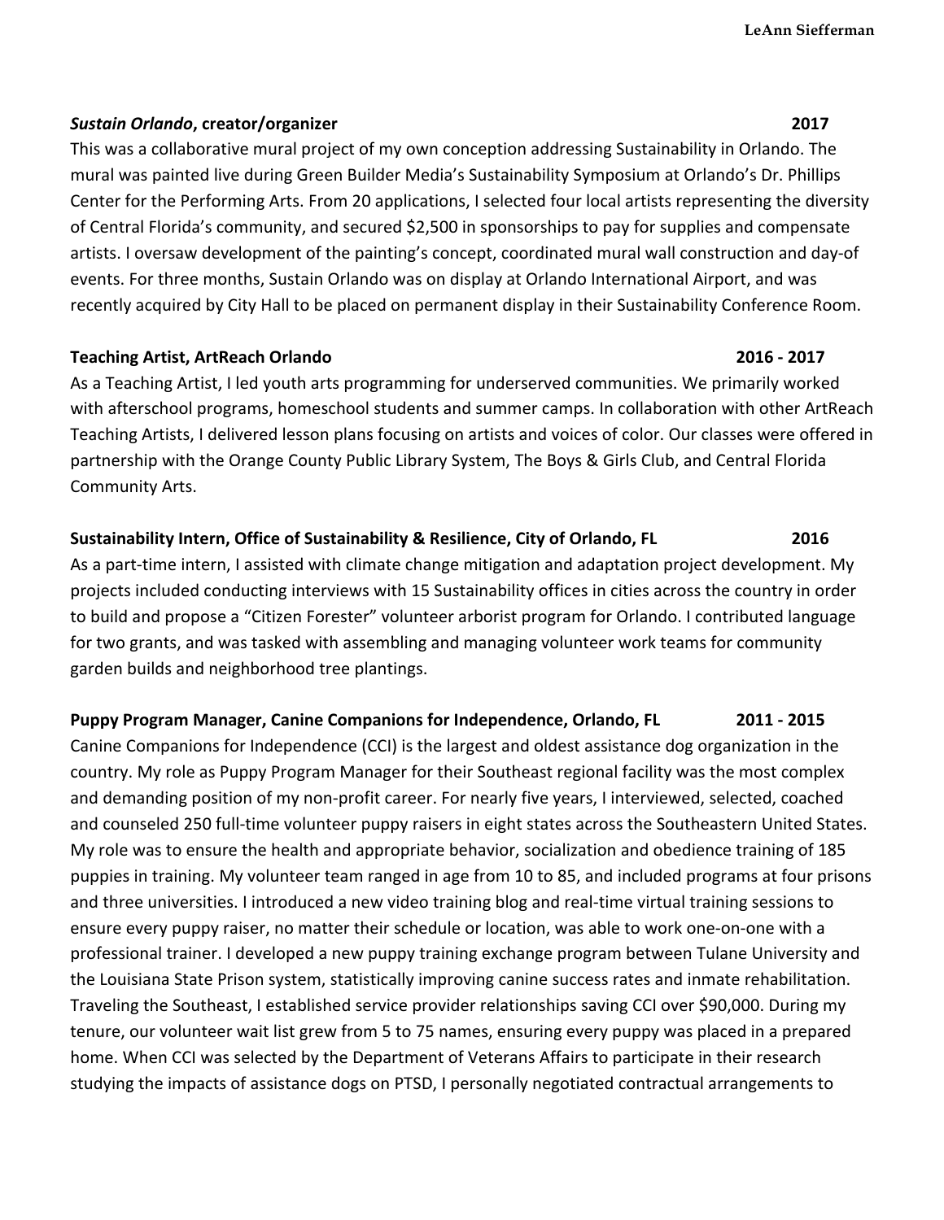***Sustain Orlando*, creator/organizer** **2017**

This was a collaborative mural project of my own conception addressing Sustainability in Orlando. The mural was painted live during Green Builder Media's Sustainability Symposium at Orlando's Dr. Phillips Center for the Performing Arts. From 20 applications, I selected four local artists representing the diversity of Central Florida's community, and secured $2,500 in sponsorships to pay for supplies and compensate artists. I oversaw development of the painting's concept, coordinated mural wall construction and day-of events. For three months, Sustain Orlando was on display at Orlando International Airport, and was recently acquired by City Hall to be placed on permanent display in their Sustainability Conference Room.

**Teaching Artist, ArtReach Orlando** **2016 - 2017**

As a Teaching Artist, I led youth arts programming for underserved communities. We primarily worked with afterschool programs, homeschool students and summer camps. In collaboration with other ArtReach Teaching Artists, I delivered lesson plans focusing on artists and voices of color. Our classes were offered in partnership with the Orange County Public Library System, The Boys & Girls Club, and Central Florida Community Arts.

**Sustainability Intern, Office of Sustainability & Resilience, City of Orlando, FL** **2016**

As a part-time intern, I assisted with climate change mitigation and adaptation project development. My projects included conducting interviews with 15 Sustainability offices in cities across the country in order to build and propose a "Citizen Forester" volunteer arborist program for Orlando. I contributed language for two grants, and was tasked with assembling and managing volunteer work teams for community garden builds and neighborhood tree plantings.

**Puppy Program Manager, Canine Companions for Independence, Orlando, FL** **2011 - 2015**

Canine Companions for Independence (CCI) is the largest and oldest assistance dog organization in the country. My role as Puppy Program Manager for their Southeast regional facility was the most complex and demanding position of my non-profit career. For nearly five years, I interviewed, selected, coached and counseled 250 full-time volunteer puppy raisers in eight states across the Southeastern United States. My role was to ensure the health and appropriate behavior, socialization and obedience training of 185 puppies in training. My volunteer team ranged in age from 10 to 85, and included programs at four prisons and three universities. I introduced a new video training blog and real-time virtual training sessions to ensure every puppy raiser, no matter their schedule or location, was able to work one-on-one with a professional trainer. I developed a new puppy training exchange program between Tulane University and the Louisiana State Prison system, statistically improving canine success rates and inmate rehabilitation. Traveling the Southeast, I established service provider relationships saving CCI over $90,000. During my tenure, our volunteer wait list grew from 5 to 75 names, ensuring every puppy was placed in a prepared home. When CCI was selected by the Department of Veterans Affairs to participate in their research studying the impacts of assistance dogs on PTSD, I personally negotiated contractual arrangements to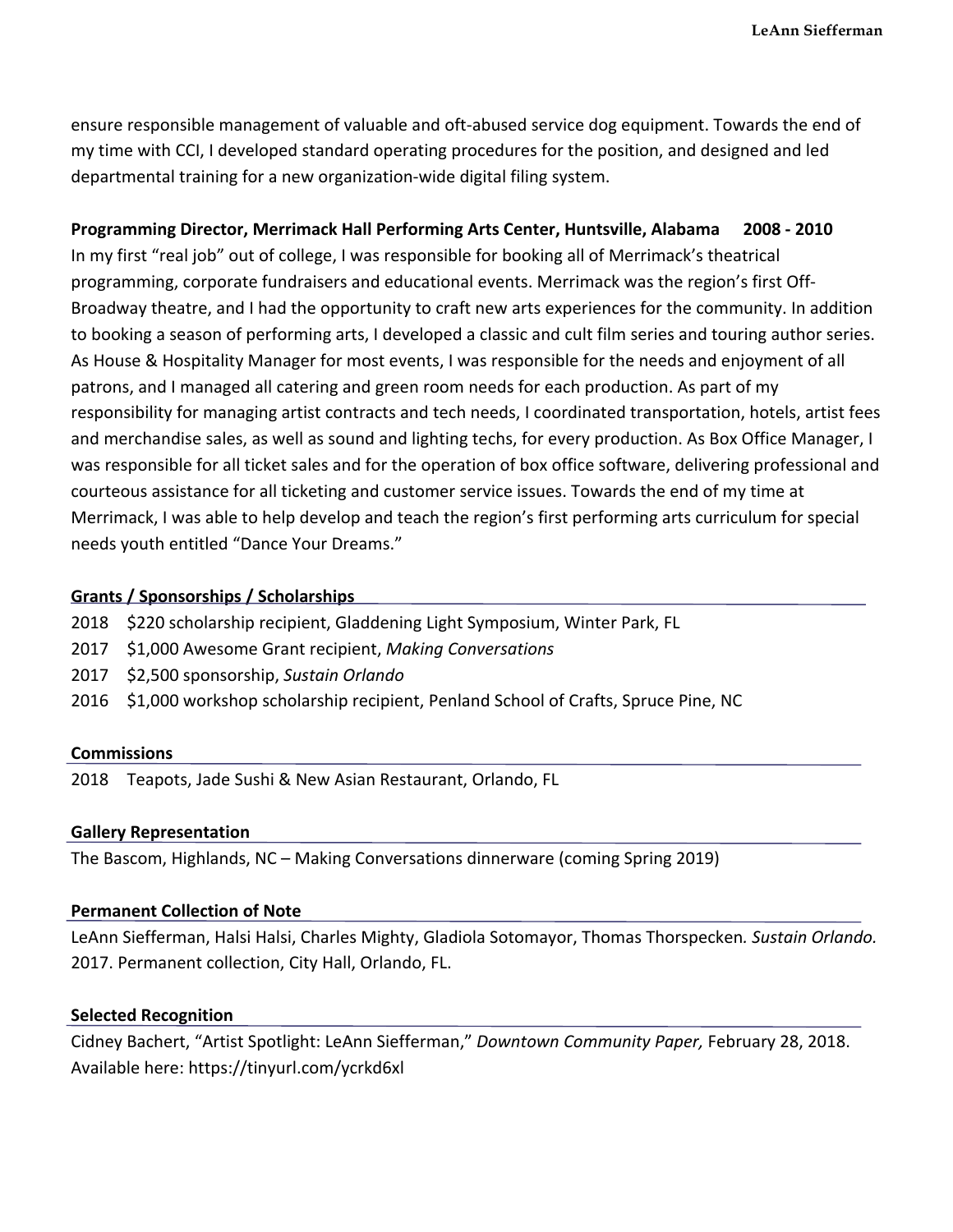ensure responsible management of valuable and oft-abused service dog equipment. Towards the end of my time with CCI, I developed standard operating procedures for the position, and designed and led departmental training for a new organization-wide digital filing system.

**Programming Director, Merrimack Hall Performing Arts Center, Huntsville, Alabama 2008 - 2010**

In my first "real job" out of college, I was responsible for booking all of Merrimack's theatrical programming, corporate fundraisers and educational events. Merrimack was the region's first Off-Broadway theatre, and I had the opportunity to craft new arts experiences for the community. In addition to booking a season of performing arts, I developed a classic and cult film series and touring author series. As House & Hospitality Manager for most events, I was responsible for the needs and enjoyment of all patrons, and I managed all catering and green room needs for each production. As part of my responsibility for managing artist contracts and tech needs, I coordinated transportation, hotels, artist fees and merchandise sales, as well as sound and lighting techs, for every production. As Box Office Manager, I was responsible for all ticket sales and for the operation of box office software, delivering professional and courteous assistance for all ticketing and customer service issues. Towards the end of my time at Merrimack, I was able to help develop and teach the region's first performing arts curriculum for special needs youth entitled "Dance Your Dreams."

## Grants / Sponsorships / Scholarships

2018 $220 scholarship recipient, Gladdening Light Symposium, Winter Park, FL
2017 $1,000 Awesome Grant recipient, *Making Conversations*
2017 $2,500 sponsorship, *Sustain Orlando*
2016 $1,000 workshop scholarship recipient, Penland School of Crafts, Spruce Pine, NC

## Commissions

2018 Teapots, Jade Sushi & New Asian Restaurant, Orlando, FL

## Gallery Representation

The Bascom, Highlands, NC – Making Conversations dinnerware (coming Spring 2019)

## Permanent Collection of Note

LeAnn Siefferman, Halsi Halsi, Charles Mighty, Gladiola Sotomayor, Thomas Thorspecken*. Sustain Orlando.* 2017. Permanent collection, City Hall, Orlando, FL.

## Selected Recognition

Cidney Bachert, "Artist Spotlight: LeAnn Siefferman," *Downtown Community Paper,* February 28, 2018. Available here: https://tinyurl.com/ycrkd6xl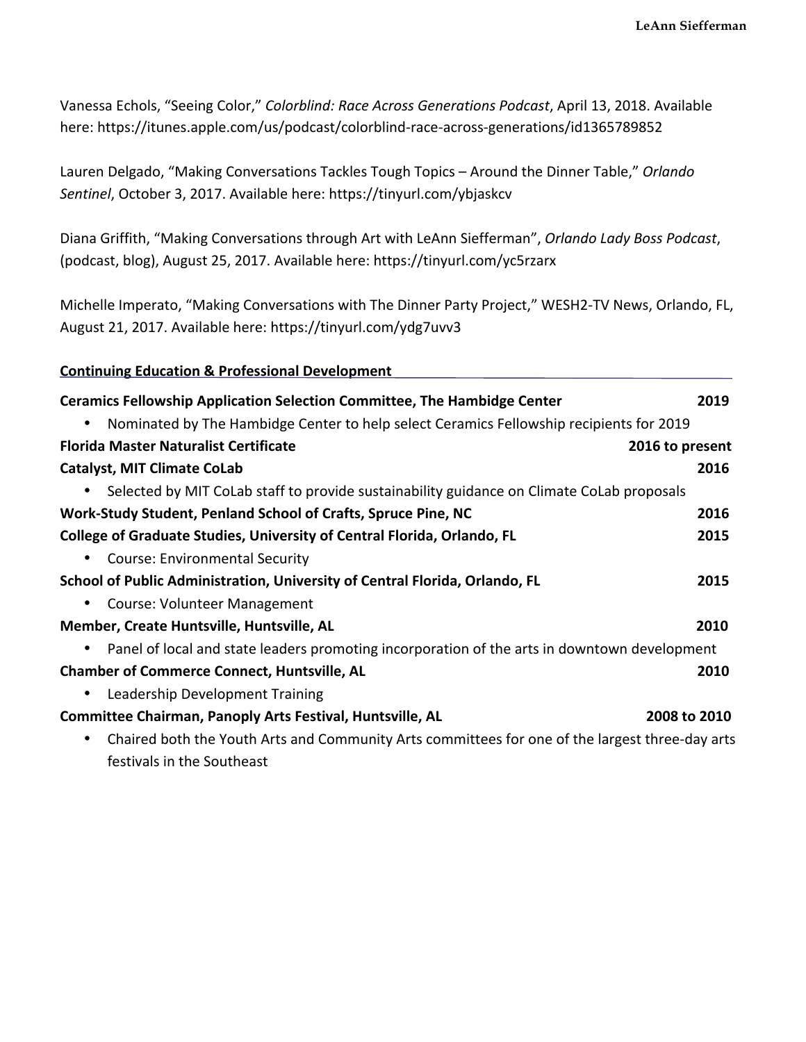Vanessa Echols, "Seeing Color," *Colorblind: Race Across Generations Podcast*, April 13, 2018. Available here: https://itunes.apple.com/us/podcast/colorblind-race-across-generations/id1365789852

Lauren Delgado, "Making Conversations Tackles Tough Topics – Around the Dinner Table," *Orlando Sentinel*, October 3, 2017. Available here: https://tinyurl.com/ybjaskcv

Diana Griffith, "Making Conversations through Art with LeAnn Siefferman", *Orlando Lady Boss Podcast*, (podcast, blog), August 25, 2017. Available here: https://tinyurl.com/yc5rzarx

Michelle Imperato, "Making Conversations with The Dinner Party Project," WESH2-TV News, Orlando, FL, August 21, 2017. Available here: https://tinyurl.com/ydg7uvv3

## Continuing Education & Professional Development

**Ceramics Fellowship Application Selection Committee, The Hambidge Center** **2019**

- Nominated by The Hambidge Center to help select Ceramics Fellowship recipients for 2019

**Florida Master Naturalist Certificate** **2016 to present**

**Catalyst, MIT Climate CoLab** **2016**

- Selected by MIT CoLab staff to provide sustainability guidance on Climate CoLab proposals

**Work-Study Student, Penland School of Crafts, Spruce Pine, NC** **2016**

**College of Graduate Studies, University of Central Florida, Orlando, FL** **2015**

- Course: Environmental Security

**School of Public Administration, University of Central Florida, Orlando, FL** **2015**

- Course: Volunteer Management

**Member, Create Huntsville, Huntsville, AL** **2010**

- Panel of local and state leaders promoting incorporation of the arts in downtown development

**Chamber of Commerce Connect, Huntsville, AL** **2010**

- Leadership Development Training

**Committee Chairman, Panoply Arts Festival, Huntsville, AL** **2008 to 2010**

- Chaired both the Youth Arts and Community Arts committees for one of the largest three-day arts festivals in the Southeast